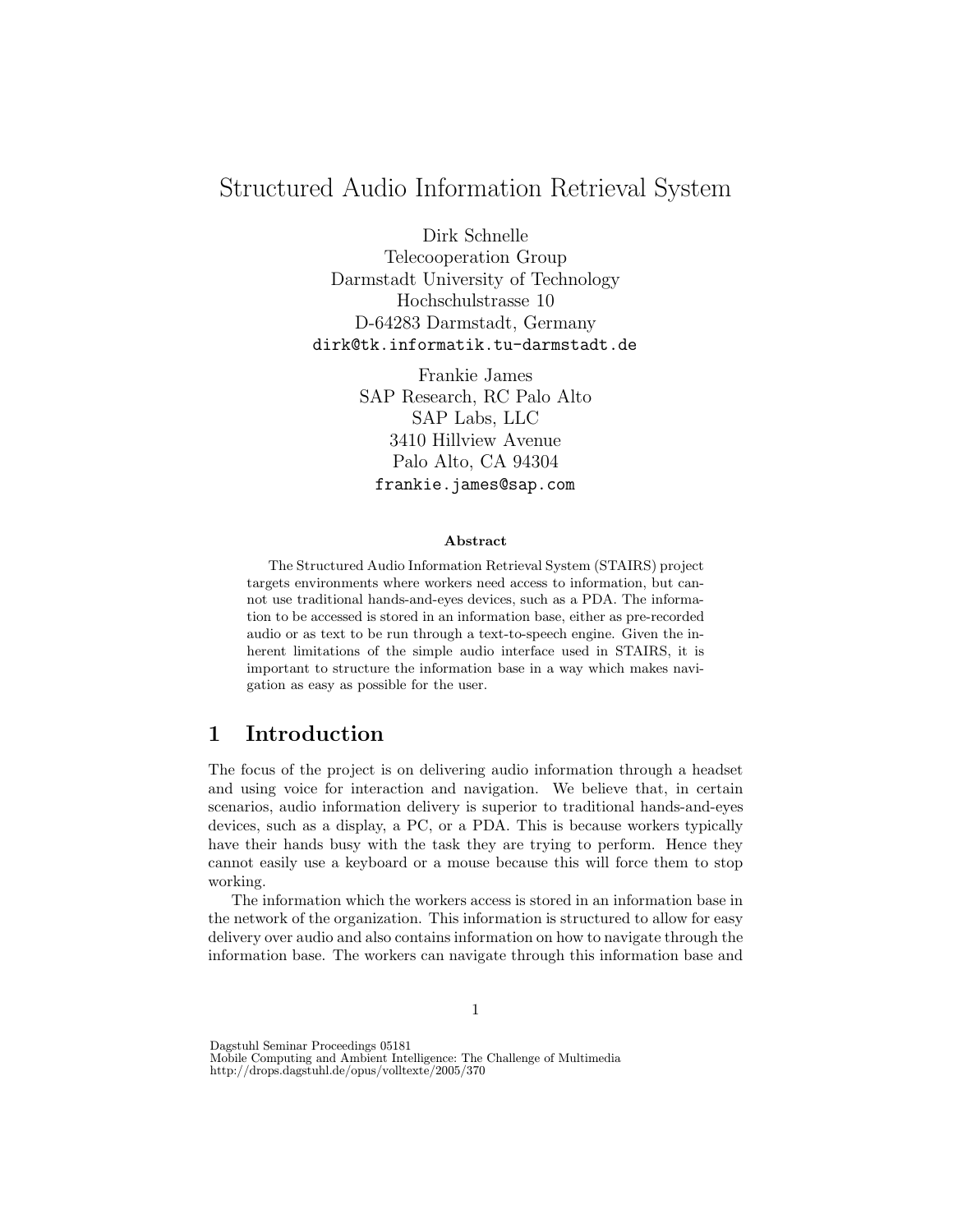# Structured Audio Information Retrieval System

Dirk Schnelle
Telecooperation Group
Darmstadt University of Technology
Hochschulstrasse 10
D-64283 Darmstadt, Germany
dirk@tk.informatik.tu-darmstadt.de

Frankie James
SAP Research, RC Palo Alto
SAP Labs, LLC
3410 Hillview Avenue
Palo Alto, CA 94304
frankie.james@sap.com

**Abstract**

The Structured Audio Information Retrieval System (STAIRS) project targets environments where workers need access to information, but cannot use traditional hands-and-eyes devices, such as a PDA. The information to be accessed is stored in an information base, either as pre-recorded audio or as text to be run through a text-to-speech engine. Given the inherent limitations of the simple audio interface used in STAIRS, it is important to structure the information base in a way which makes navigation as easy as possible for the user.

## 1 Introduction

The focus of the project is on delivering audio information through a headset and using voice for interaction and navigation. We believe that, in certain scenarios, audio information delivery is superior to traditional hands-and-eyes devices, such as a display, a PC, or a PDA. This is because workers typically have their hands busy with the task they are trying to perform. Hence they cannot easily use a keyboard or a mouse because this will force them to stop working.

The information which the workers access is stored in an information base in the network of the organization. This information is structured to allow for easy delivery over audio and also contains information on how to navigate through the information base. The workers can navigate through this information base and

Dagstuhl Seminar Proceedings 05181
Mobile Computing and Ambient Intelligence: The Challenge of Multimedia
http://drops.dagstuhl.de/opus/volltexte/2005/370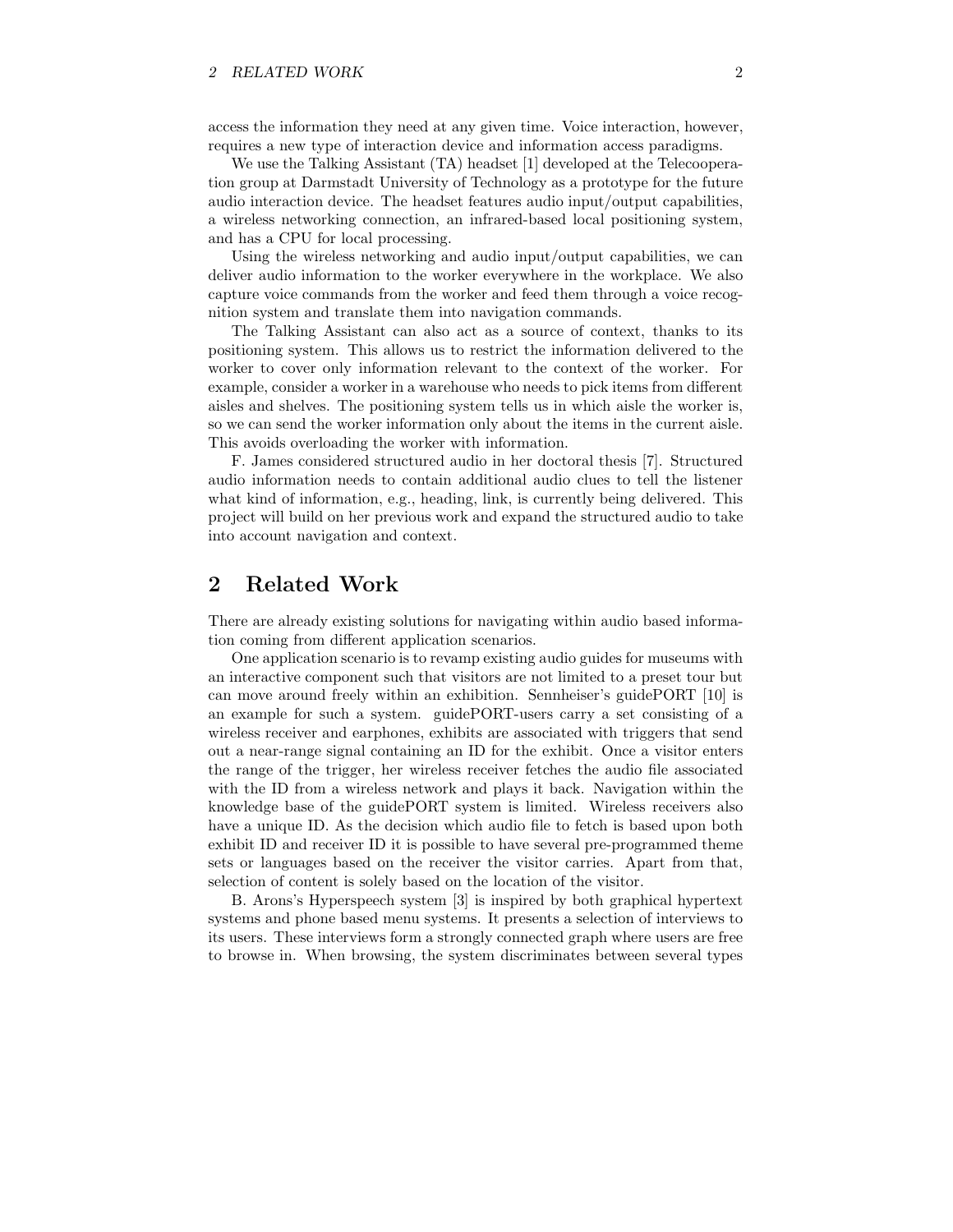access the information they need at any given time. Voice interaction, however, requires a new type of interaction device and information access paradigms.

We use the Talking Assistant (TA) headset [1] developed at the Telecooperation group at Darmstadt University of Technology as a prototype for the future audio interaction device. The headset features audio input/output capabilities, a wireless networking connection, an infrared-based local positioning system, and has a CPU for local processing.

Using the wireless networking and audio input/output capabilities, we can deliver audio information to the worker everywhere in the workplace. We also capture voice commands from the worker and feed them through a voice recognition system and translate them into navigation commands.

The Talking Assistant can also act as a source of context, thanks to its positioning system. This allows us to restrict the information delivered to the worker to cover only information relevant to the context of the worker. For example, consider a worker in a warehouse who needs to pick items from different aisles and shelves. The positioning system tells us in which aisle the worker is, so we can send the worker information only about the items in the current aisle. This avoids overloading the worker with information.

F. James considered structured audio in her doctoral thesis [7]. Structured audio information needs to contain additional audio clues to tell the listener what kind of information, e.g., heading, link, is currently being delivered. This project will build on her previous work and expand the structured audio to take into account navigation and context.

## 2 Related Work

There are already existing solutions for navigating within audio based information coming from different application scenarios.

One application scenario is to revamp existing audio guides for museums with an interactive component such that visitors are not limited to a preset tour but can move around freely within an exhibition. Sennheiser's guidePORT [10] is an example for such a system. guidePORT-users carry a set consisting of a wireless receiver and earphones, exhibits are associated with triggers that send out a near-range signal containing an ID for the exhibit. Once a visitor enters the range of the trigger, her wireless receiver fetches the audio file associated with the ID from a wireless network and plays it back. Navigation within the knowledge base of the guidePORT system is limited. Wireless receivers also have a unique ID. As the decision which audio file to fetch is based upon both exhibit ID and receiver ID it is possible to have several pre-programmed theme sets or languages based on the receiver the visitor carries. Apart from that, selection of content is solely based on the location of the visitor.

B. Arons's Hyperspeech system [3] is inspired by both graphical hypertext systems and phone based menu systems. It presents a selection of interviews to its users. These interviews form a strongly connected graph where users are free to browse in. When browsing, the system discriminates between several types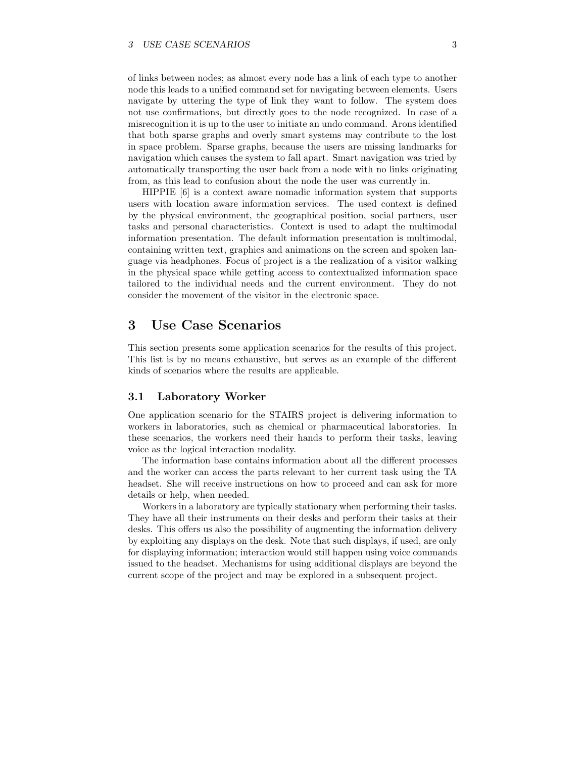of links between nodes; as almost every node has a link of each type to another node this leads to a unified command set for navigating between elements. Users navigate by uttering the type of link they want to follow. The system does not use confirmations, but directly goes to the node recognized. In case of a misrecognition it is up to the user to initiate an undo command. Arons identified that both sparse graphs and overly smart systems may contribute to the lost in space problem. Sparse graphs, because the users are missing landmarks for navigation which causes the system to fall apart. Smart navigation was tried by automatically transporting the user back from a node with no links originating from, as this lead to confusion about the node the user was currently in.

HIPPIE [6] is a context aware nomadic information system that supports users with location aware information services. The used context is defined by the physical environment, the geographical position, social partners, user tasks and personal characteristics. Context is used to adapt the multimodal information presentation. The default information presentation is multimodal, containing written text, graphics and animations on the screen and spoken language via headphones. Focus of project is a the realization of a visitor walking in the physical space while getting access to contextualized information space tailored to the individual needs and the current environment. They do not consider the movement of the visitor in the electronic space.

# 3 Use Case Scenarios

This section presents some application scenarios for the results of this project. This list is by no means exhaustive, but serves as an example of the different kinds of scenarios where the results are applicable.

## 3.1 Laboratory Worker

One application scenario for the STAIRS project is delivering information to workers in laboratories, such as chemical or pharmaceutical laboratories. In these scenarios, the workers need their hands to perform their tasks, leaving voice as the logical interaction modality.

The information base contains information about all the different processes and the worker can access the parts relevant to her current task using the TA headset. She will receive instructions on how to proceed and can ask for more details or help, when needed.

Workers in a laboratory are typically stationary when performing their tasks. They have all their instruments on their desks and perform their tasks at their desks. This offers us also the possibility of augmenting the information delivery by exploiting any displays on the desk. Note that such displays, if used, are only for displaying information; interaction would still happen using voice commands issued to the headset. Mechanisms for using additional displays are beyond the current scope of the project and may be explored in a subsequent project.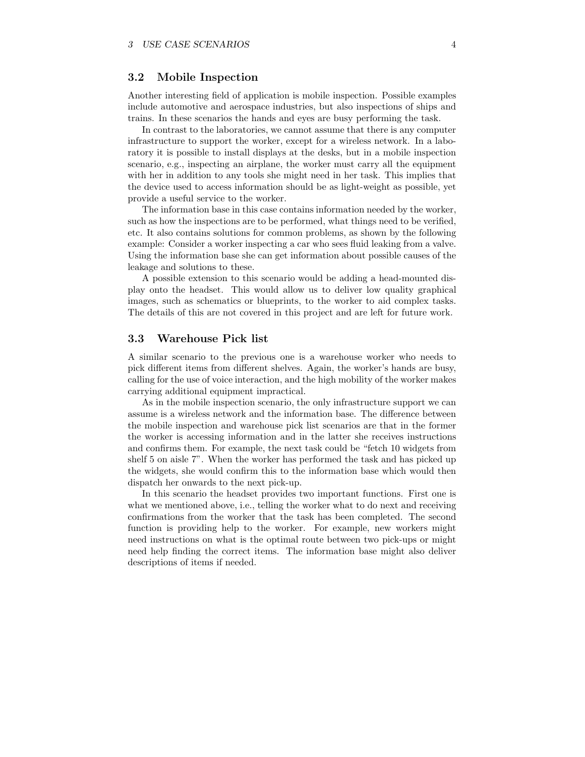### 3.2 Mobile Inspection

Another interesting field of application is mobile inspection. Possible examples include automotive and aerospace industries, but also inspections of ships and trains. In these scenarios the hands and eyes are busy performing the task.

In contrast to the laboratories, we cannot assume that there is any computer infrastructure to support the worker, except for a wireless network. In a laboratory it is possible to install displays at the desks, but in a mobile inspection scenario, e.g., inspecting an airplane, the worker must carry all the equipment with her in addition to any tools she might need in her task. This implies that the device used to access information should be as light-weight as possible, yet provide a useful service to the worker.

The information base in this case contains information needed by the worker, such as how the inspections are to be performed, what things need to be verified, etc. It also contains solutions for common problems, as shown by the following example: Consider a worker inspecting a car who sees fluid leaking from a valve. Using the information base she can get information about possible causes of the leakage and solutions to these.

A possible extension to this scenario would be adding a head-mounted display onto the headset. This would allow us to deliver low quality graphical images, such as schematics or blueprints, to the worker to aid complex tasks. The details of this are not covered in this project and are left for future work.

### 3.3 Warehouse Pick list

A similar scenario to the previous one is a warehouse worker who needs to pick different items from different shelves. Again, the worker's hands are busy, calling for the use of voice interaction, and the high mobility of the worker makes carrying additional equipment impractical.

As in the mobile inspection scenario, the only infrastructure support we can assume is a wireless network and the information base. The difference between the mobile inspection and warehouse pick list scenarios are that in the former the worker is accessing information and in the latter she receives instructions and confirms them. For example, the next task could be "fetch 10 widgets from shelf 5 on aisle 7". When the worker has performed the task and has picked up the widgets, she would confirm this to the information base which would then dispatch her onwards to the next pick-up.

In this scenario the headset provides two important functions. First one is what we mentioned above, i.e., telling the worker what to do next and receiving confirmations from the worker that the task has been completed. The second function is providing help to the worker. For example, new workers might need instructions on what is the optimal route between two pick-ups or might need help finding the correct items. The information base might also deliver descriptions of items if needed.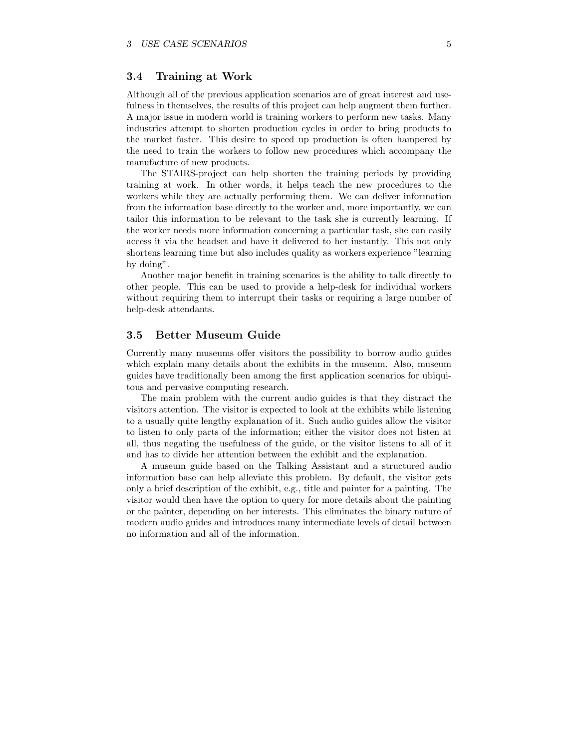### 3.4 Training at Work

Although all of the previous application scenarios are of great interest and usefulness in themselves, the results of this project can help augment them further. A major issue in modern world is training workers to perform new tasks. Many industries attempt to shorten production cycles in order to bring products to the market faster. This desire to speed up production is often hampered by the need to train the workers to follow new procedures which accompany the manufacture of new products.

The STAIRS-project can help shorten the training periods by providing training at work. In other words, it helps teach the new procedures to the workers while they are actually performing them. We can deliver information from the information base directly to the worker and, more importantly, we can tailor this information to be relevant to the task she is currently learning. If the worker needs more information concerning a particular task, she can easily access it via the headset and have it delivered to her instantly. This not only shortens learning time but also includes quality as workers experience "learning by doing".

Another major benefit in training scenarios is the ability to talk directly to other people. This can be used to provide a help-desk for individual workers without requiring them to interrupt their tasks or requiring a large number of help-desk attendants.

### 3.5 Better Museum Guide

Currently many museums offer visitors the possibility to borrow audio guides which explain many details about the exhibits in the museum. Also, museum guides have traditionally been among the first application scenarios for ubiquitous and pervasive computing research.

The main problem with the current audio guides is that they distract the visitors attention. The visitor is expected to look at the exhibits while listening to a usually quite lengthy explanation of it. Such audio guides allow the visitor to listen to only parts of the information; either the visitor does not listen at all, thus negating the usefulness of the guide, or the visitor listens to all of it and has to divide her attention between the exhibit and the explanation.

A museum guide based on the Talking Assistant and a structured audio information base can help alleviate this problem. By default, the visitor gets only a brief description of the exhibit, e.g., title and painter for a painting. The visitor would then have the option to query for more details about the painting or the painter, depending on her interests. This eliminates the binary nature of modern audio guides and introduces many intermediate levels of detail between no information and all of the information.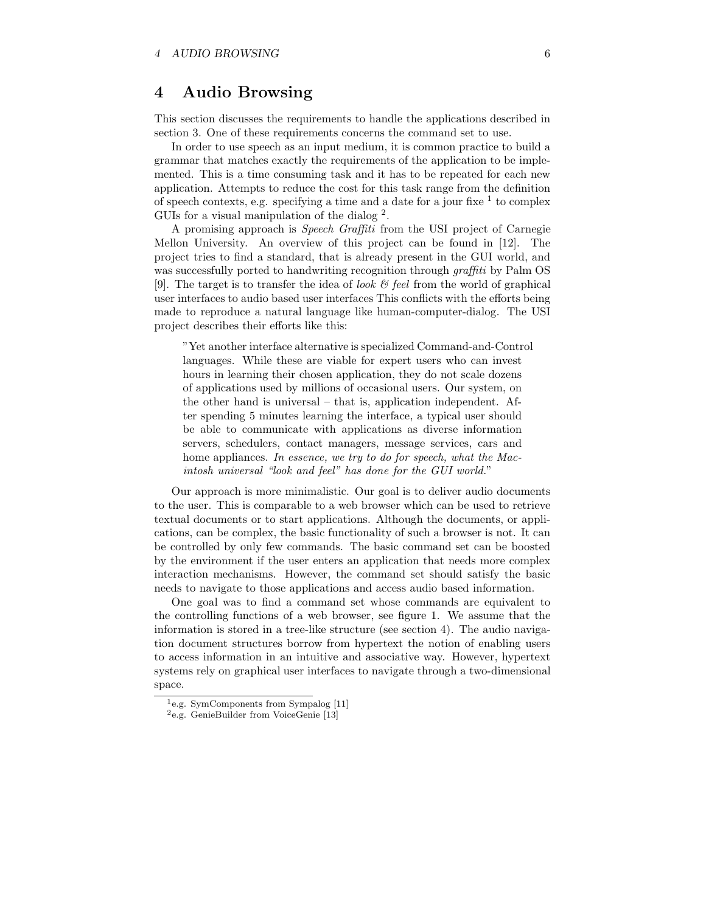# 4 Audio Browsing

This section discusses the requirements to handle the applications described in section 3. One of these requirements concerns the command set to use.

In order to use speech as an input medium, it is common practice to build a grammar that matches exactly the requirements of the application to be implemented. This is a time consuming task and it has to be repeated for each new application. Attempts to reduce the cost for this task range from the definition of speech contexts, e.g. specifying a time and a date for a jour fixe [1] to complex GUIs for a visual manipulation of the dialog [2].

A promising approach is *Speech Graffiti* from the USI project of Carnegie Mellon University. An overview of this project can be found in [12]. The project tries to find a standard, that is already present in the GUI world, and was successfully ported to handwriting recognition through *graffiti* by Palm OS [9]. The target is to transfer the idea of *look & feel* from the world of graphical user interfaces to audio based user interfaces This conflicts with the efforts being made to reproduce a natural language like human-computer-dialog. The USI project describes their efforts like this:

> "Yet another interface alternative is specialized Command-and-Control languages. While these are viable for expert users who can invest hours in learning their chosen application, they do not scale dozens of applications used by millions of occasional users. Our system, on the other hand is universal – that is, application independent. After spending 5 minutes learning the interface, a typical user should be able to communicate with applications as diverse information servers, schedulers, contact managers, message services, cars and home appliances. *In essence, we try to do for speech, what the Macintosh universal "look and feel" has done for the GUI world.*"

Our approach is more minimalistic. Our goal is to deliver audio documents to the user. This is comparable to a web browser which can be used to retrieve textual documents or to start applications. Although the documents, or applications, can be complex, the basic functionality of such a browser is not. It can be controlled by only few commands. The basic command set can be boosted by the environment if the user enters an application that needs more complex interaction mechanisms. However, the command set should satisfy the basic needs to navigate to those applications and access audio based information.

One goal was to find a command set whose commands are equivalent to the controlling functions of a web browser, see figure 1. We assume that the information is stored in a tree-like structure (see section 4). The audio navigation document structures borrow from hypertext the notion of enabling users to access information in an intuitive and associative way. However, hypertext systems rely on graphical user interfaces to navigate through a two-dimensional space.

[1] e.g. SymComponents from Sympalog [11]

[2] e.g. GenieBuilder from VoiceGenie [13]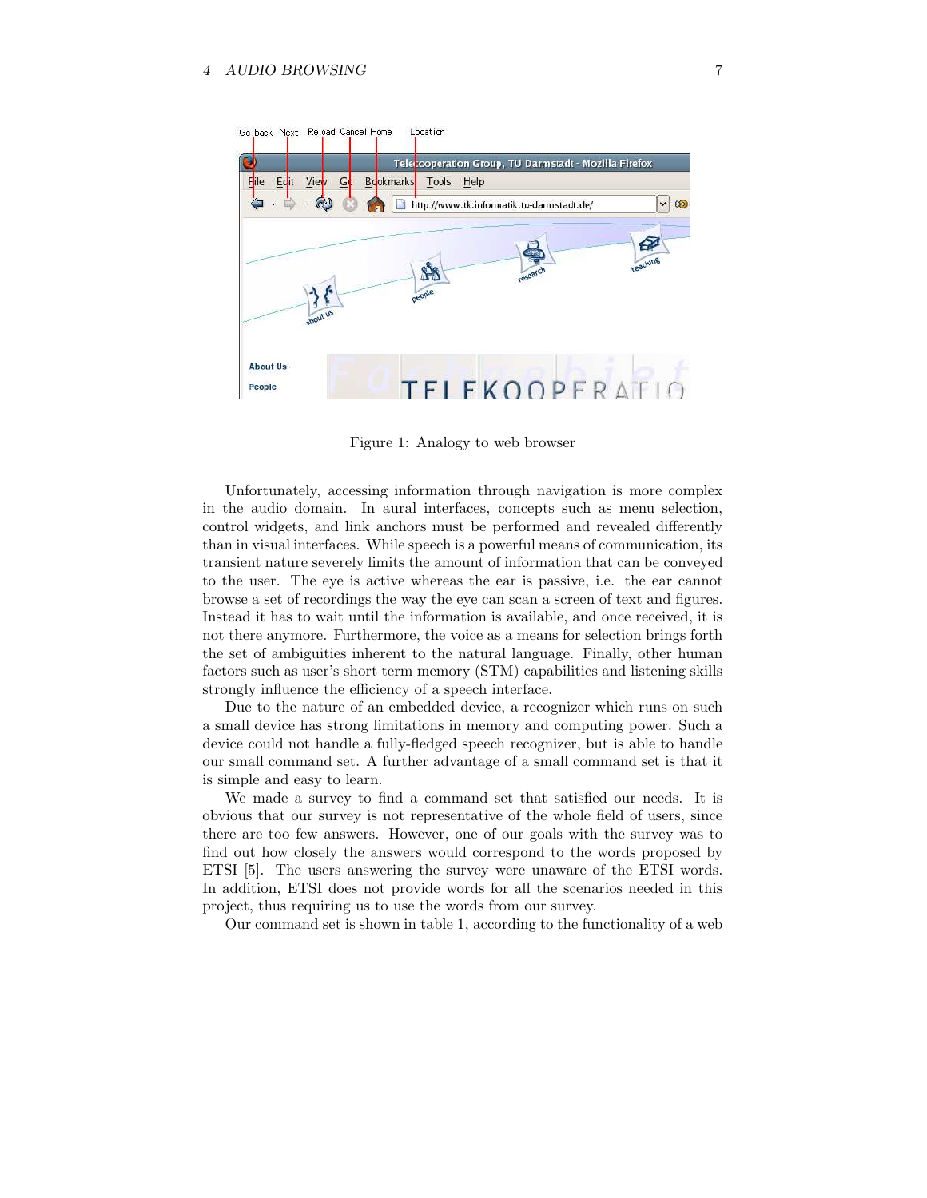Figure 1: Analogy to web browser

Unfortunately, accessing information through navigation is more complex in the audio domain. In aural interfaces, concepts such as menu selection, control widgets, and link anchors must be performed and revealed differently than in visual interfaces. While speech is a powerful means of communication, its transient nature severely limits the amount of information that can be conveyed to the user. The eye is active whereas the ear is passive, i.e. the ear cannot browse a set of recordings the way the eye can scan a screen of text and figures. Instead it has to wait until the information is available, and once received, it is not there anymore. Furthermore, the voice as a means for selection brings forth the set of ambiguities inherent to the natural language. Finally, other human factors such as user's short term memory (STM) capabilities and listening skills strongly influence the efficiency of a speech interface.

Due to the nature of an embedded device, a recognizer which runs on such a small device has strong limitations in memory and computing power. Such a device could not handle a fully-fledged speech recognizer, but is able to handle our small command set. A further advantage of a small command set is that it is simple and easy to learn.

We made a survey to find a command set that satisfied our needs. It is obvious that our survey is not representative of the whole field of users, since there are too few answers. However, one of our goals with the survey was to find out how closely the answers would correspond to the words proposed by ETSI [5]. The users answering the survey were unaware of the ETSI words. In addition, ETSI does not provide words for all the scenarios needed in this project, thus requiring us to use the words from our survey.

Our command set is shown in table 1, according to the functionality of a web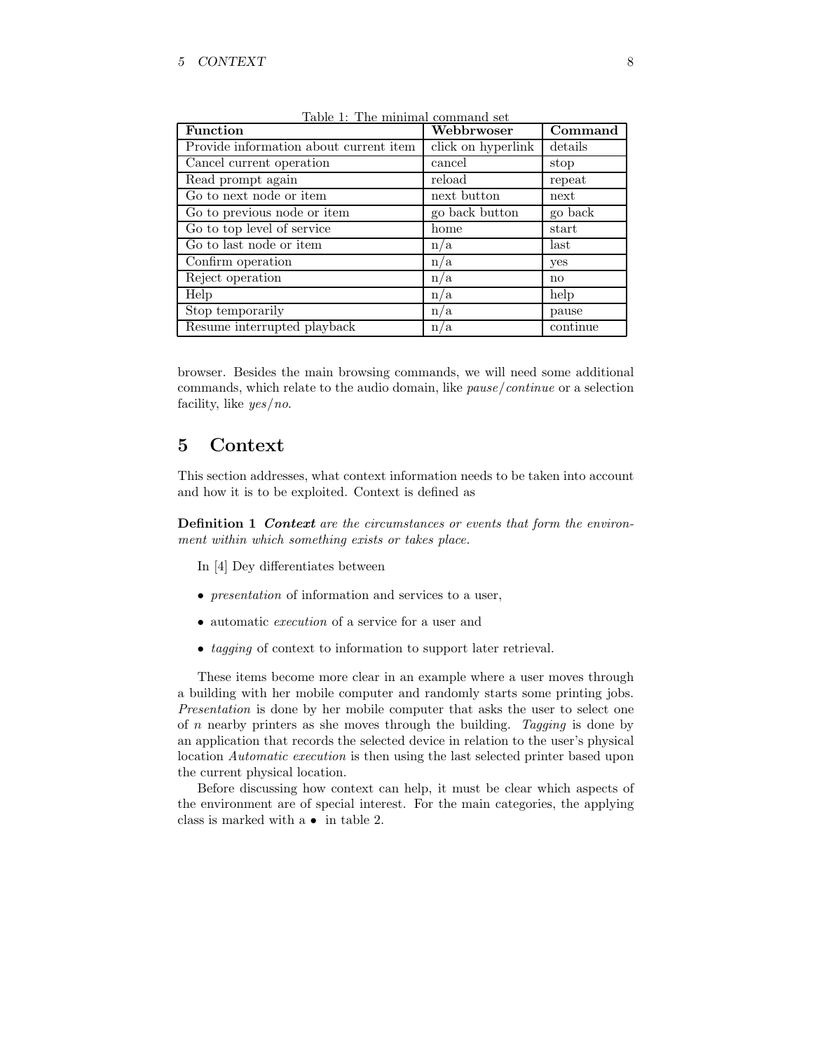Table 1: The minimal command set

| Function | Webbrwoser | Command |
|---|---|---|
| Provide information about current item | click on hyperlink | details |
| Cancel current operation | cancel | stop |
| Read prompt again | reload | repeat |
| Go to next node or item | next button | next |
| Go to previous node or item | go back button | go back |
| Go to top level of service | home | start |
| Go to last node or item | n/a | last |
| Confirm operation | n/a | yes |
| Reject operation | n/a | no |
| Help | n/a | help |
| Stop temporarily | n/a | pause |
| Resume interrupted playback | n/a | continue |

browser. Besides the main browsing commands, we will need some additional commands, which relate to the audio domain, like *pause/continue* or a selection facility, like *yes/no*.

# 5 Context

This section addresses, what context information needs to be taken into account and how it is to be exploited. Context is defined as

**Definition 1** ***Context*** *are the circumstances or events that form the environment within which something exists or takes place.*

In [4] Dey differentiates between

- *presentation* of information and services to a user,
- automatic *execution* of a service for a user and
- *tagging* of context to information to support later retrieval.

These items become more clear in an example where a user moves through a building with her mobile computer and randomly starts some printing jobs. *Presentation* is done by her mobile computer that asks the user to select one of $n$ nearby printers as she moves through the building. *Tagging* is done by an application that records the selected device in relation to the user's physical location *Automatic execution* is then using the last selected printer based upon the current physical location.

Before discussing how context can help, it must be clear which aspects of the environment are of special interest. For the main categories, the applying class is marked with a • in table 2.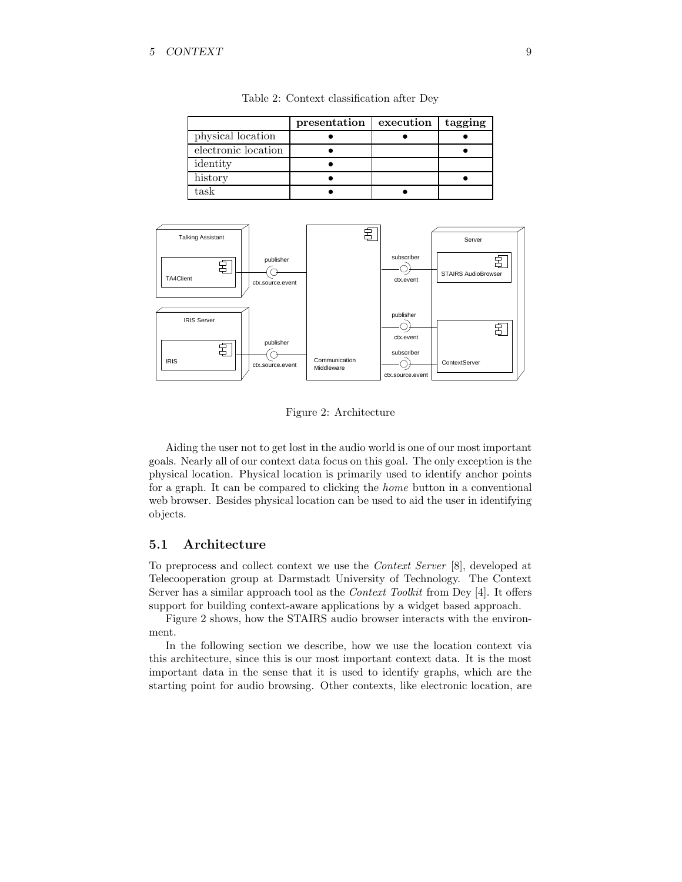Table 2: Context classification after Dey

| | presentation | execution | tagging |
|---|---|---|---|
| physical location | • | • | • |
| electronic location | • | | • |
| identity | • | | |
| history | • | | • |
| task | • | • | |

Figure 2: Architecture

Aiding the user not to get lost in the audio world is one of our most important goals. Nearly all of our context data focus on this goal. The only exception is the physical location. Physical location is primarily used to identify anchor points for a graph. It can be compared to clicking the *home* button in a conventional web browser. Besides physical location can be used to aid the user in identifying objects.

## 5.1 Architecture

To preprocess and collect context we use the *Context Server* [8], developed at Telecooperation group at Darmstadt University of Technology. The Context Server has a similar approach tool as the *Context Toolkit* from Dey [4]. It offers support for building context-aware applications by a widget based approach.

Figure 2 shows, how the STAIRS audio browser interacts with the environment.

In the following section we describe, how we use the location context via this architecture, since this is our most important context data. It is the most important data in the sense that it is used to identify graphs, which are the starting point for audio browsing. Other contexts, like electronic location, are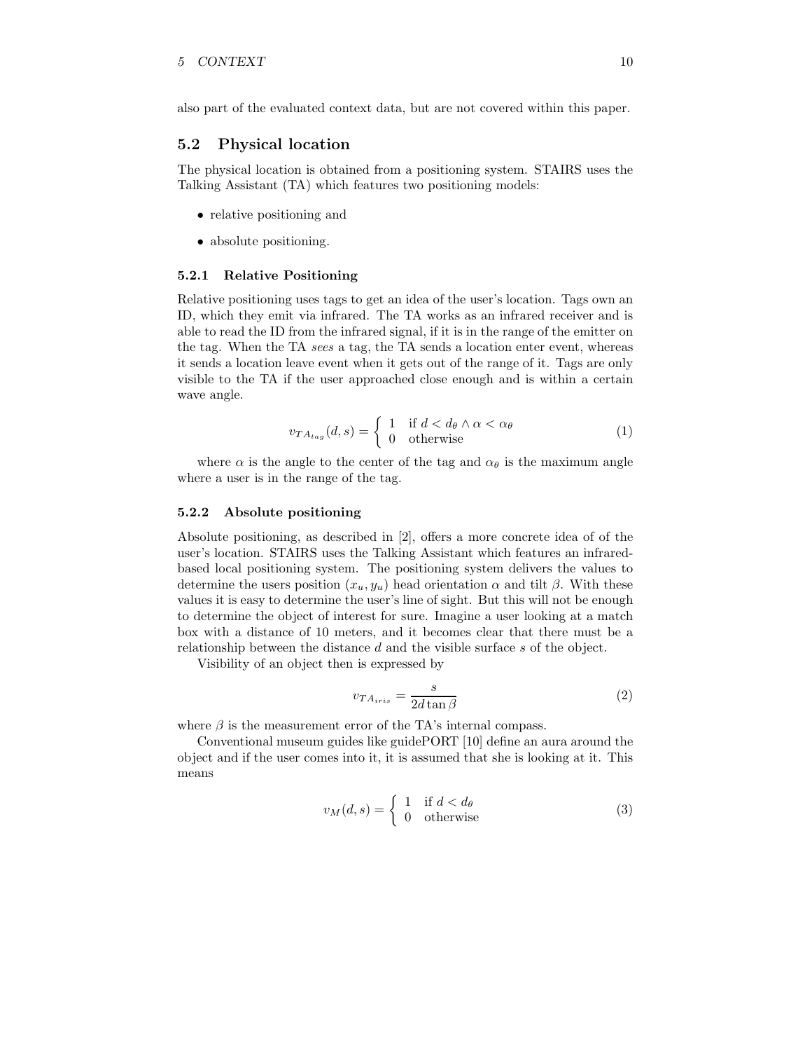also part of the evaluated context data, but are not covered within this paper.

## 5.2 Physical location

The physical location is obtained from a positioning system. STAIRS uses the Talking Assistant (TA) which features two positioning models:

- relative positioning and
- absolute positioning.

### 5.2.1 Relative Positioning

Relative positioning uses tags to get an idea of the user's location. Tags own an ID, which they emit via infrared. The TA works as an infrared receiver and is able to read the ID from the infrared signal, if it is in the range of the emitter on the tag. When the TA *sees* a tag, the TA sends a location enter event, whereas it sends a location leave event when it gets out of the range of it. Tags are only visible to the TA if the user approached close enough and is within a certain wave angle.

$$v_{TA_{tag}}(d, s) = \begin{cases} 1 & \text{if } d < d_\theta \wedge \alpha < \alpha_\theta \\ 0 & \text{otherwise} \end{cases} \tag{1}$$

where $\alpha$ is the angle to the center of the tag and $\alpha_\theta$ is the maximum angle where a user is in the range of the tag.

### 5.2.2 Absolute positioning

Absolute positioning, as described in [2], offers a more concrete idea of of the user's location. STAIRS uses the Talking Assistant which features an infrared-based local positioning system. The positioning system delivers the values to determine the users position $(x_u, y_u)$ head orientation $\alpha$ and tilt $\beta$. With these values it is easy to determine the user's line of sight. But this will not be enough to determine the object of interest for sure. Imagine a user looking at a match box with a distance of 10 meters, and it becomes clear that there must be a relationship between the distance $d$ and the visible surface $s$ of the object.

Visibility of an object then is expressed by

$$v_{TA_{iris}} = \frac{s}{2d \tan \beta} \tag{2}$$

where $\beta$ is the measurement error of the TA's internal compass.

Conventional museum guides like guidePORT [10] define an aura around the object and if the user comes into it, it is assumed that she is looking at it. This means

$$v_M(d, s) = \begin{cases} 1 & \text{if } d < d_\theta \\ 0 & \text{otherwise} \end{cases} \tag{3}$$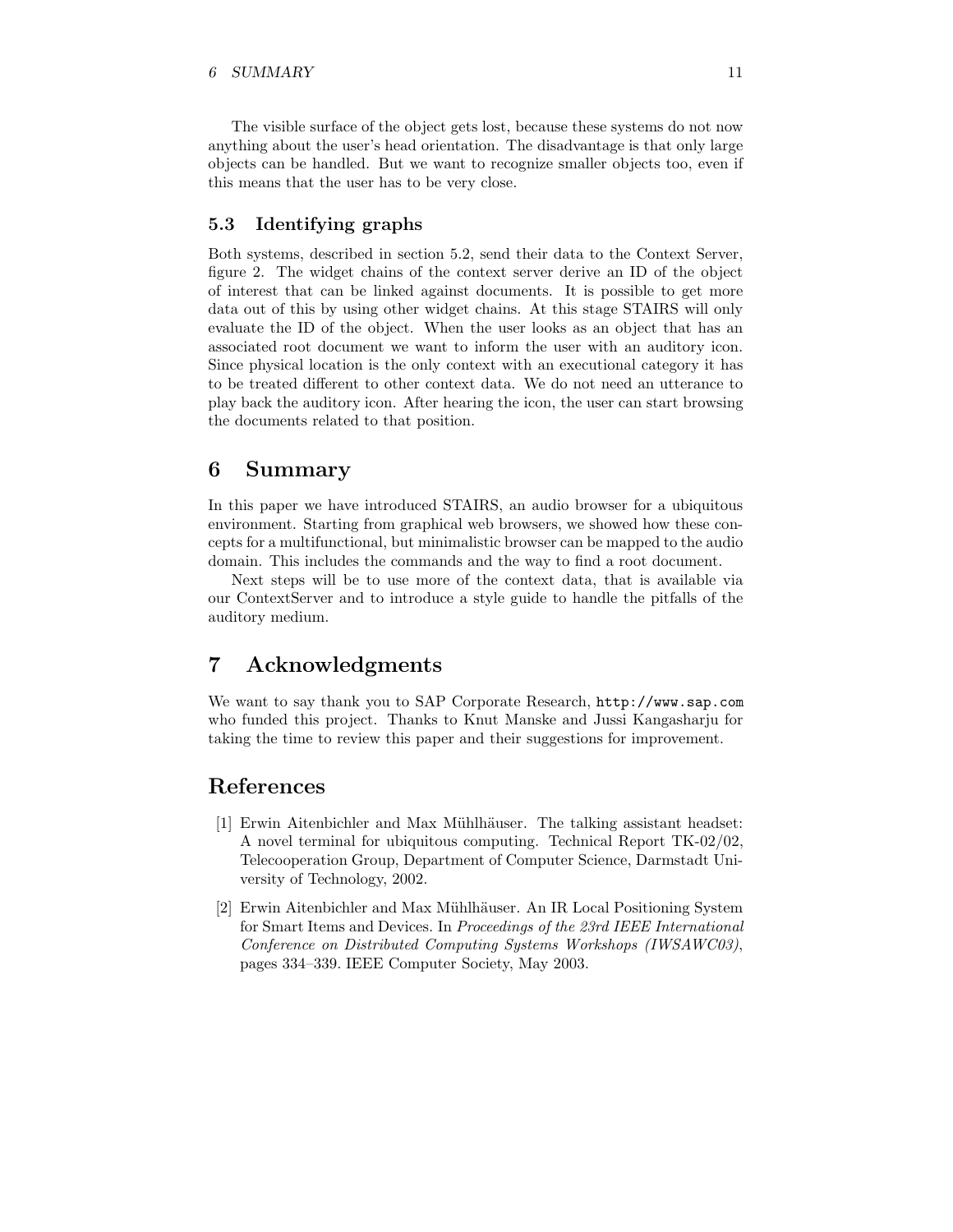The visible surface of the object gets lost, because these systems do not now anything about the user's head orientation. The disadvantage is that only large objects can be handled. But we want to recognize smaller objects too, even if this means that the user has to be very close.

### 5.3 Identifying graphs

Both systems, described in section 5.2, send their data to the Context Server, figure 2. The widget chains of the context server derive an ID of the object of interest that can be linked against documents. It is possible to get more data out of this by using other widget chains. At this stage STAIRS will only evaluate the ID of the object. When the user looks as an object that has an associated root document we want to inform the user with an auditory icon. Since physical location is the only context with an executional category it has to be treated different to other context data. We do not need an utterance to play back the auditory icon. After hearing the icon, the user can start browsing the documents related to that position.

## 6 Summary

In this paper we have introduced STAIRS, an audio browser for a ubiquitous environment. Starting from graphical web browsers, we showed how these concepts for a multifunctional, but minimalistic browser can be mapped to the audio domain. This includes the commands and the way to find a root document.

Next steps will be to use more of the context data, that is available via our ContextServer and to introduce a style guide to handle the pitfalls of the auditory medium.

## 7 Acknowledgments

We want to say thank you to SAP Corporate Research, `http://www.sap.com` who funded this project. Thanks to Knut Manske and Jussi Kangasharju for taking the time to review this paper and their suggestions for improvement.

## References

[1] Erwin Aitenbichler and Max Mühlhäuser. The talking assistant headset: A novel terminal for ubiquitous computing. Technical Report TK-02/02, Telecooperation Group, Department of Computer Science, Darmstadt University of Technology, 2002.

[2] Erwin Aitenbichler and Max Mühlhäuser. An IR Local Positioning System for Smart Items and Devices. In *Proceedings of the 23rd IEEE International Conference on Distributed Computing Systems Workshops (IWSAWC03)*, pages 334–339. IEEE Computer Society, May 2003.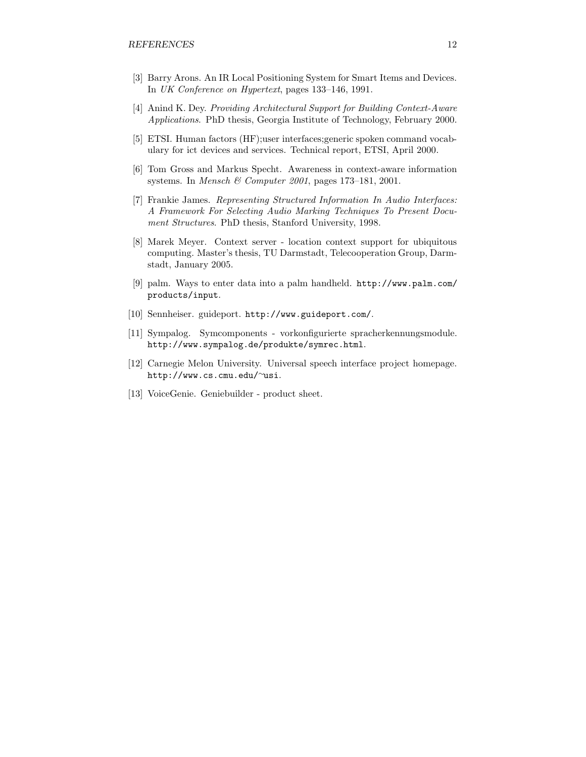[3] Barry Arons. An IR Local Positioning System for Smart Items and Devices. In *UK Conference on Hypertext*, pages 133–146, 1991.

[4] Anind K. Dey. *Providing Architectural Support for Building Context-Aware Applications*. PhD thesis, Georgia Institute of Technology, February 2000.

[5] ETSI. Human factors (HF);user interfaces;generic spoken command vocabulary for ict devices and services. Technical report, ETSI, April 2000.

[6] Tom Gross and Markus Specht. Awareness in context-aware information systems. In *Mensch & Computer 2001*, pages 173–181, 2001.

[7] Frankie James. *Representing Structured Information In Audio Interfaces: A Framework For Selecting Audio Marking Techniques To Present Document Structures*. PhD thesis, Stanford University, 1998.

[8] Marek Meyer. Context server - location context support for ubiquitous computing. Master's thesis, TU Darmstadt, Telecooperation Group, Darmstadt, January 2005.

[9] palm. Ways to enter data into a palm handheld. `http://www.palm.com/products/input`.

[10] Sennheiser. guideport. `http://www.guideport.com/`.

[11] Sympalog. Symcomponents - vorkonfigurierte spracherkennungsmodule. `http://www.sympalog.de/produkte/symrec.html`.

[12] Carnegie Melon University. Universal speech interface project homepage. `http://www.cs.cmu.edu/~usi`.

[13] VoiceGenie. Geniebuilder - product sheet.